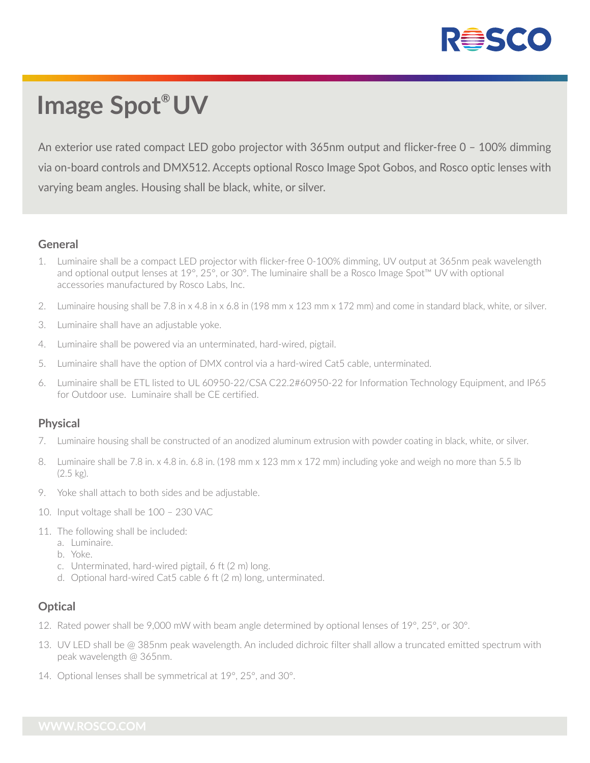# Image Spot® UV

An exterior use rated compact LED gobo projector with 365nm output and flicker-free 0 – 100% dimming via on-board controls and DMX512. Accepts optional Rosco Image Spot Gobos, and Rosco optic lenses with varying beam angles. Housing shall be black, white, or silver.

## General

1. Luminaire shall be a compact LED projector with flicker-free 0-100% dimming, UV output at 365nm peak wavelength and optional output lenses at 19°, 25°, or 30°. The luminaire shall be a Rosco Image Spot™ UV with optional accessories manufactured by Rosco Labs, Inc.
2. Luminaire housing shall be 7.8 in x 4.8 in x 6.8 in (198 mm x 123 mm x 172 mm) and come in standard black, white, or silver.
3. Luminaire shall have an adjustable yoke.
4. Luminaire shall be powered via an unterminated, hard-wired, pigtail.
5. Luminaire shall have the option of DMX control via a hard-wired Cat5 cable, unterminated.
6. Luminaire shall be ETL listed to UL 60950-22/CSA C22.2#60950-22 for Information Technology Equipment, and IP65 for Outdoor use. Luminaire shall be CE certified.

## Physical

7. Luminaire housing shall be constructed of an anodized aluminum extrusion with powder coating in black, white, or silver.
8. Luminaire shall be 7.8 in. x 4.8 in. 6.8 in. (198 mm x 123 mm x 172 mm) including yoke and weigh no more than 5.5 lb (2.5 kg).
9. Yoke shall attach to both sides and be adjustable.
10. Input voltage shall be 100 – 230 VAC
11. The following shall be included:
    a. Luminaire.
    b. Yoke.
    c. Unterminated, hard-wired pigtail, 6 ft (2 m) long.
    d. Optional hard-wired Cat5 cable 6 ft (2 m) long, unterminated.

## Optical

12. Rated power shall be 9,000 mW with beam angle determined by optional lenses of 19°, 25°, or 30°.
13. UV LED shall be @ 385nm peak wavelength. An included dichroic filter shall allow a truncated emitted spectrum with peak wavelength @ 365nm.
14. Optional lenses shall be symmetrical at 19°, 25°, and 30°.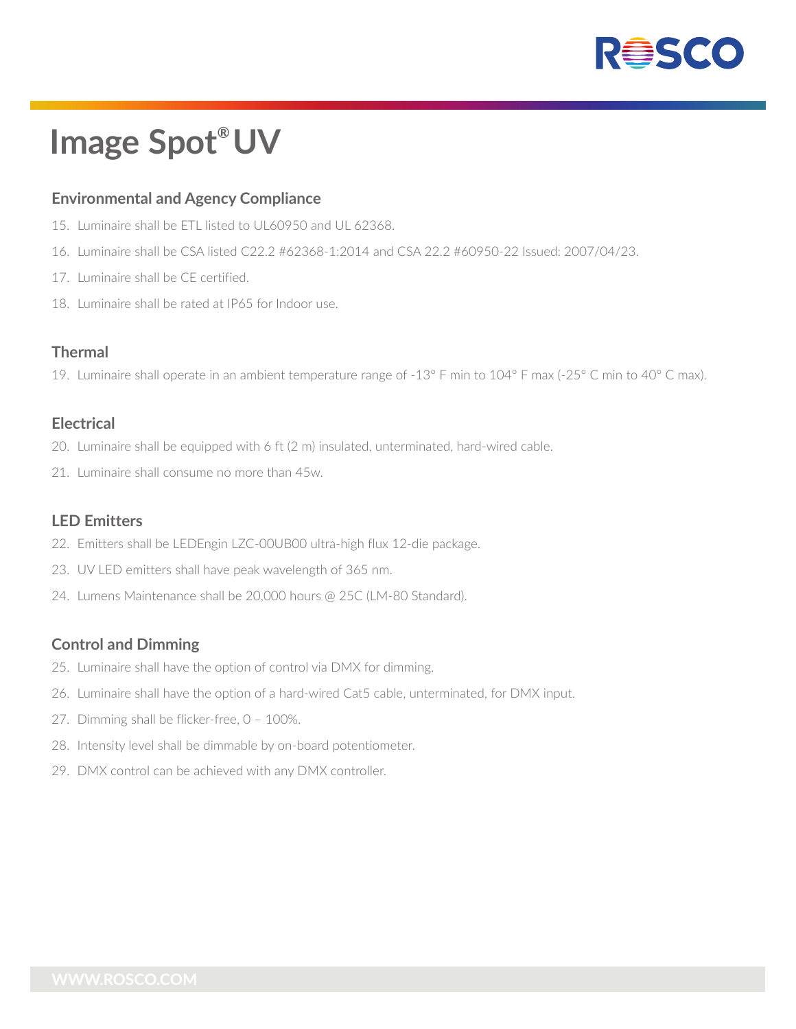# Image Spot® UV

### Environmental and Agency Compliance

15. Luminaire shall be ETL listed to UL60950 and UL 62368.
16. Luminaire shall be CSA listed C22.2 #62368-1:2014 and CSA 22.2 #60950-22 Issued: 2007/04/23.
17. Luminaire shall be CE certified.
18. Luminaire shall be rated at IP65 for Indoor use.

### Thermal

19. Luminaire shall operate in an ambient temperature range of -13° F min to 104° F max (-25° C min to 40° C max).

### Electrical

20. Luminaire shall be equipped with 6 ft (2 m) insulated, unterminated, hard-wired cable.
21. Luminaire shall consume no more than 45w.

### LED Emitters

22. Emitters shall be LEDEngin LZC-00UB00 ultra-high flux 12-die package.
23. UV LED emitters shall have peak wavelength of 365 nm.
24. Lumens Maintenance shall be 20,000 hours @ 25C (LM-80 Standard).

### Control and Dimming

25. Luminaire shall have the option of control via DMX for dimming.
26. Luminaire shall have the option of a hard-wired Cat5 cable, unterminated, for DMX input.
27. Dimming shall be flicker-free, 0 – 100%.
28. Intensity level shall be dimmable by on-board potentiometer.
29. DMX control can be achieved with any DMX controller.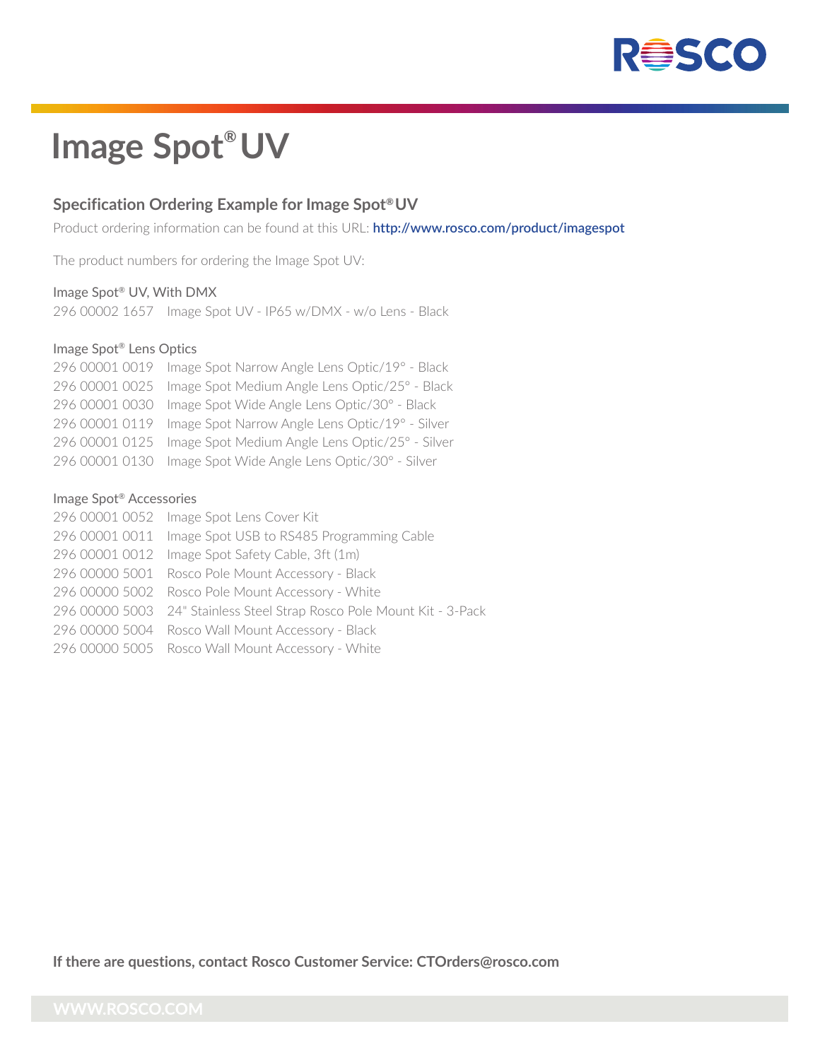# Image Spot® UV

## Specification Ordering Example for Image Spot® UV

Product ordering information can be found at this URL: **http://www.rosco.com/product/imagespot**

The product numbers for ordering the Image Spot UV:

Image Spot® UV, With DMX

296 00002 1657 Image Spot UV - IP65 w/DMX - w/o Lens - Black

Image Spot® Lens Optics

296 00001 0019 Image Spot Narrow Angle Lens Optic/19° - Black
296 00001 0025 Image Spot Medium Angle Lens Optic/25° - Black
296 00001 0030 Image Spot Wide Angle Lens Optic/30° - Black
296 00001 0119 Image Spot Narrow Angle Lens Optic/19° - Silver
296 00001 0125 Image Spot Medium Angle Lens Optic/25° - Silver
296 00001 0130 Image Spot Wide Angle Lens Optic/30° - Silver

Image Spot® Accessories

296 00001 0052 Image Spot Lens Cover Kit
296 00001 0011 Image Spot USB to RS485 Programming Cable
296 00001 0012 Image Spot Safety Cable, 3ft (1m)
296 00000 5001 Rosco Pole Mount Accessory - Black
296 00000 5002 Rosco Pole Mount Accessory - White
296 00000 5003 24" Stainless Steel Strap Rosco Pole Mount Kit - 3-Pack
296 00000 5004 Rosco Wall Mount Accessory - Black
296 00000 5005 Rosco Wall Mount Accessory - White

**If there are questions, contact Rosco Customer Service: CTOrders@rosco.com**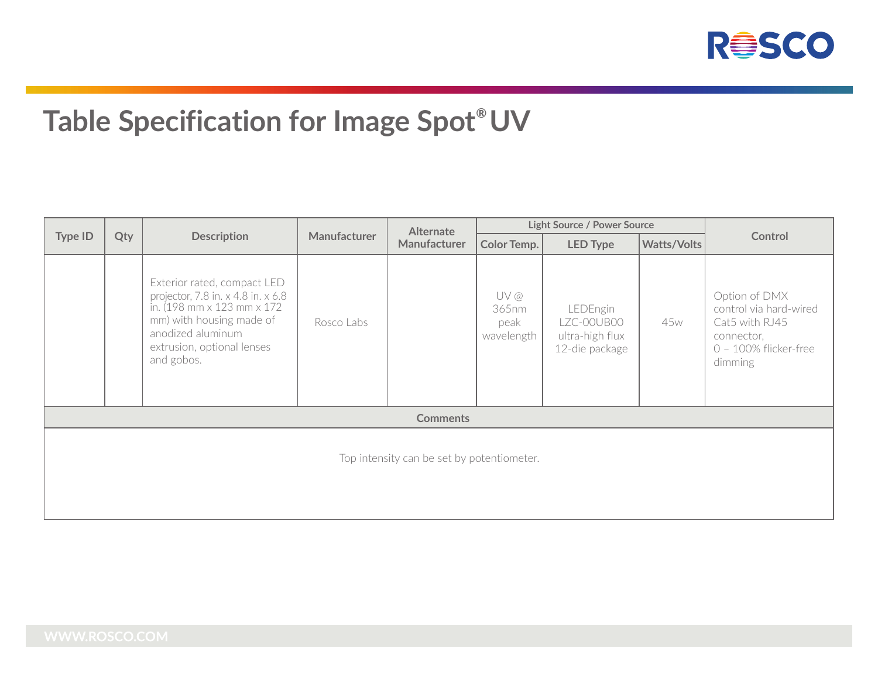# Table Specification for Image Spot® UV

| Type ID | Qty | Description | Manufacturer | Alternate Manufacturer | Light Source / Power Source | | | Control |
|---|---|---|---|---|---|---|---|---|
| | | | | | Color Temp. | LED Type | Watts/Volts | |
| | | Exterior rated, compact LED projector, 7.8 in. x 4.8 in. x 6.8 in. (198 mm x 123 mm x 172 mm) with housing made of anodized aluminum extrusion, optional lenses and gobos. | Rosco Labs | | UV @ 365nm peak wavelength | LEDEngin LZC-00UB00 ultra-high flux 12-die package | 45w | Option of DMX control via hard-wired Cat5 with RJ45 connector, 0 – 100% flicker-free dimming |

| Comments |
|---|
| Top intensity can be set by potentiometer. |

WWW.ROSCO.COM